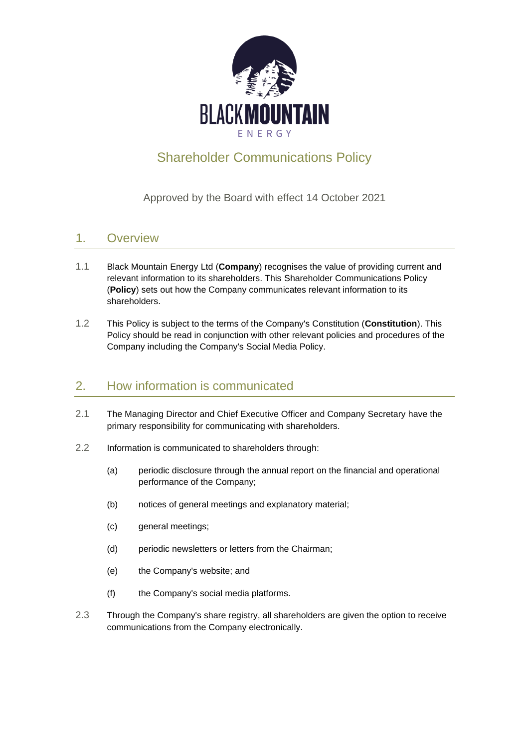# Shareholder Communications Policy

Approved by the Board with effect 14 October 2021

## 1. Overview

1.1 Black Mountain Energy Ltd (**Company**) recognises the value of providing current and relevant information to its shareholders. This Shareholder Communications Policy (**Policy**) sets out how the Company communicates relevant information to its shareholders.

1.2 This Policy is subject to the terms of the Company's Constitution (**Constitution**). This Policy should be read in conjunction with other relevant policies and procedures of the Company including the Company's Social Media Policy.

## 2. How information is communicated

2.1 The Managing Director and Chief Executive Officer and Company Secretary have the primary responsibility for communicating with shareholders.

2.2 Information is communicated to shareholders through:

(a) periodic disclosure through the annual report on the financial and operational performance of the Company;

(b) notices of general meetings and explanatory material;

(c) general meetings;

(d) periodic newsletters or letters from the Chairman;

(e) the Company's website; and

(f) the Company's social media platforms.

2.3 Through the Company's share registry, all shareholders are given the option to receive communications from the Company electronically.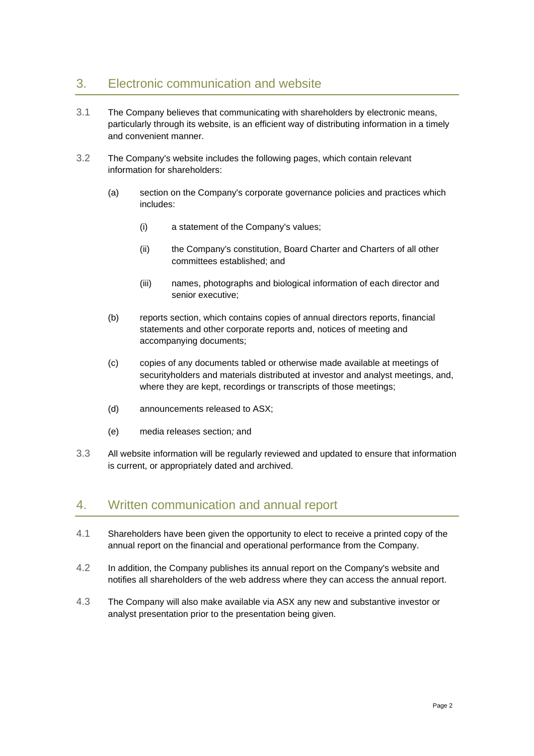## 3. Electronic communication and website

3.1 The Company believes that communicating with shareholders by electronic means, particularly through its website, is an efficient way of distributing information in a timely and convenient manner.

3.2 The Company's website includes the following pages, which contain relevant information for shareholders:

- (a) section on the Company's corporate governance policies and practices which includes:
  - (i) a statement of the Company's values;
  - (ii) the Company's constitution, Board Charter and Charters of all other committees established; and
  - (iii) names, photographs and biological information of each director and senior executive;
- (b) reports section, which contains copies of annual directors reports, financial statements and other corporate reports and, notices of meeting and accompanying documents;
- (c) copies of any documents tabled or otherwise made available at meetings of securityholders and materials distributed at investor and analyst meetings, and, where they are kept, recordings or transcripts of those meetings;
- (d) announcements released to ASX;
- (e) media releases section*;* and

3.3 All website information will be regularly reviewed and updated to ensure that information is current, or appropriately dated and archived.

## 4. Written communication and annual report

4.1 Shareholders have been given the opportunity to elect to receive a printed copy of the annual report on the financial and operational performance from the Company.

4.2 In addition, the Company publishes its annual report on the Company's website and notifies all shareholders of the web address where they can access the annual report.

4.3 The Company will also make available via ASX any new and substantive investor or analyst presentation prior to the presentation being given.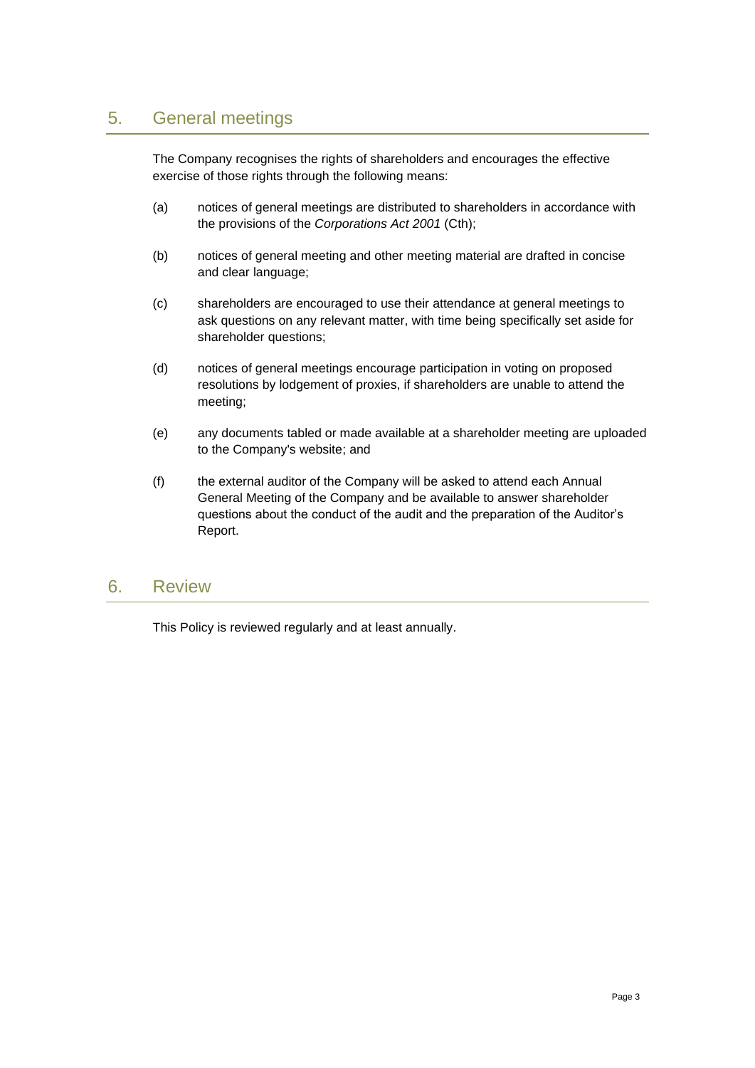## 5. General meetings

The Company recognises the rights of shareholders and encourages the effective exercise of those rights through the following means:

(a) notices of general meetings are distributed to shareholders in accordance with the provisions of the *Corporations Act 2001* (Cth);

(b) notices of general meeting and other meeting material are drafted in concise and clear language;

(c) shareholders are encouraged to use their attendance at general meetings to ask questions on any relevant matter, with time being specifically set aside for shareholder questions;

(d) notices of general meetings encourage participation in voting on proposed resolutions by lodgement of proxies, if shareholders are unable to attend the meeting;

(e) any documents tabled or made available at a shareholder meeting are uploaded to the Company's website; and

(f) the external auditor of the Company will be asked to attend each Annual General Meeting of the Company and be available to answer shareholder questions about the conduct of the audit and the preparation of the Auditor's Report.

## 6. Review

This Policy is reviewed regularly and at least annually.